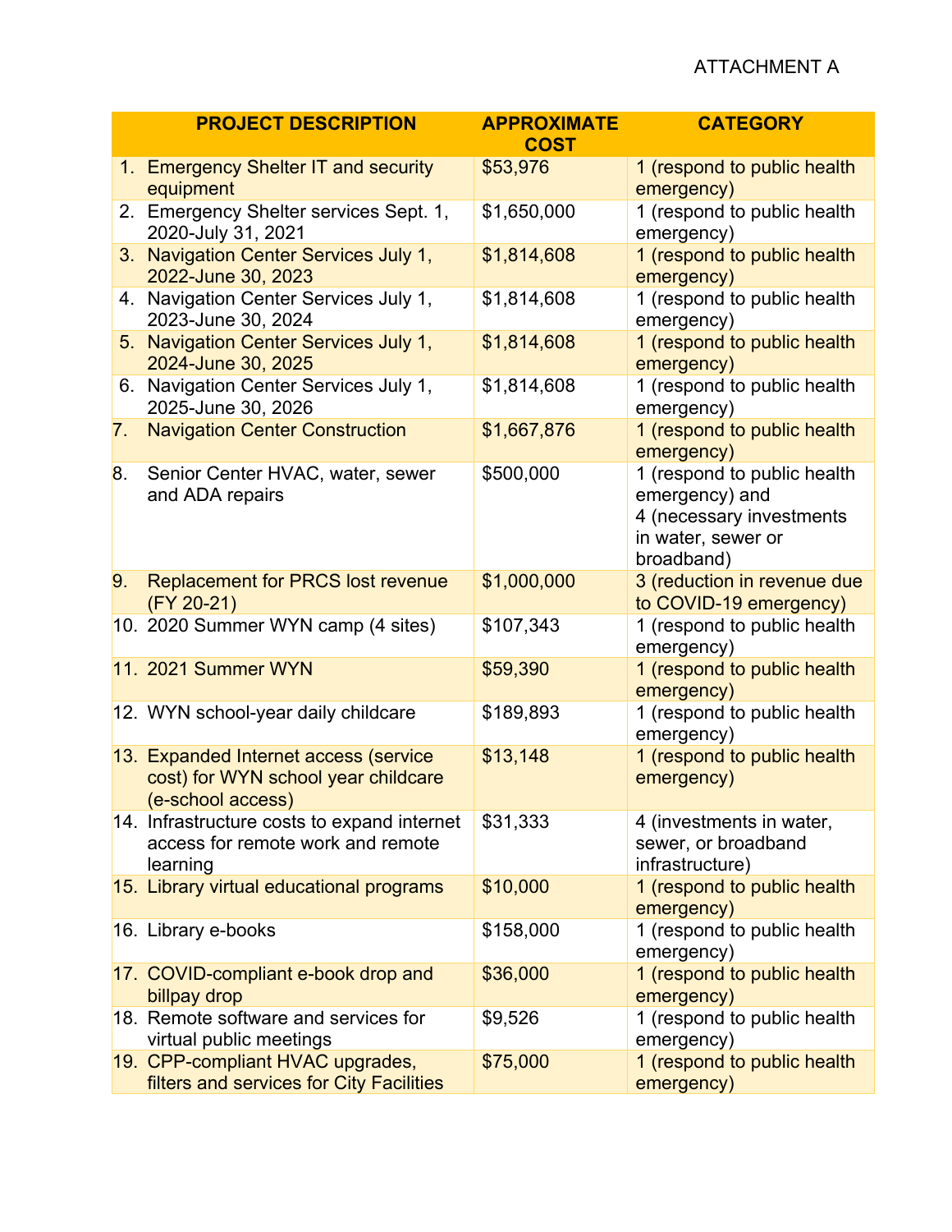ATTACHMENT A

| PROJECT DESCRIPTION | APPROXIMATE COST | CATEGORY |
|---|---|---|
| 1. Emergency Shelter IT and security equipment | $53,976 | 1 (respond to public health emergency) |
| 2. Emergency Shelter services Sept. 1, 2020-July 31, 2021 | $1,650,000 | 1 (respond to public health emergency) |
| 3. Navigation Center Services July 1, 2022-June 30, 2023 | $1,814,608 | 1 (respond to public health emergency) |
| 4. Navigation Center Services July 1, 2023-June 30, 2024 | $1,814,608 | 1 (respond to public health emergency) |
| 5. Navigation Center Services July 1, 2024-June 30, 2025 | $1,814,608 | 1 (respond to public health emergency) |
| 6. Navigation Center Services July 1, 2025-June 30, 2026 | $1,814,608 | 1 (respond to public health emergency) |
| 7. Navigation Center Construction | $1,667,876 | 1 (respond to public health emergency) |
| 8. Senior Center HVAC, water, sewer and ADA repairs | $500,000 | 1 (respond to public health emergency) and 4 (necessary investments in water, sewer or broadband) |
| 9. Replacement for PRCS lost revenue (FY 20-21) | $1,000,000 | 3 (reduction in revenue due to COVID-19 emergency) |
| 10. 2020 Summer WYN camp (4 sites) | $107,343 | 1 (respond to public health emergency) |
| 11. 2021 Summer WYN | $59,390 | 1 (respond to public health emergency) |
| 12. WYN school-year daily childcare | $189,893 | 1 (respond to public health emergency) |
| 13. Expanded Internet access (service cost) for WYN school year childcare (e-school access) | $13,148 | 1 (respond to public health emergency) |
| 14. Infrastructure costs to expand internet access for remote work and remote learning | $31,333 | 4 (investments in water, sewer, or broadband infrastructure) |
| 15. Library virtual educational programs | $10,000 | 1 (respond to public health emergency) |
| 16. Library e-books | $158,000 | 1 (respond to public health emergency) |
| 17. COVID-compliant e-book drop and billpay drop | $36,000 | 1 (respond to public health emergency) |
| 18. Remote software and services for virtual public meetings | $9,526 | 1 (respond to public health emergency) |
| 19. CPP-compliant HVAC upgrades, filters and services for City Facilities | $75,000 | 1 (respond to public health emergency) |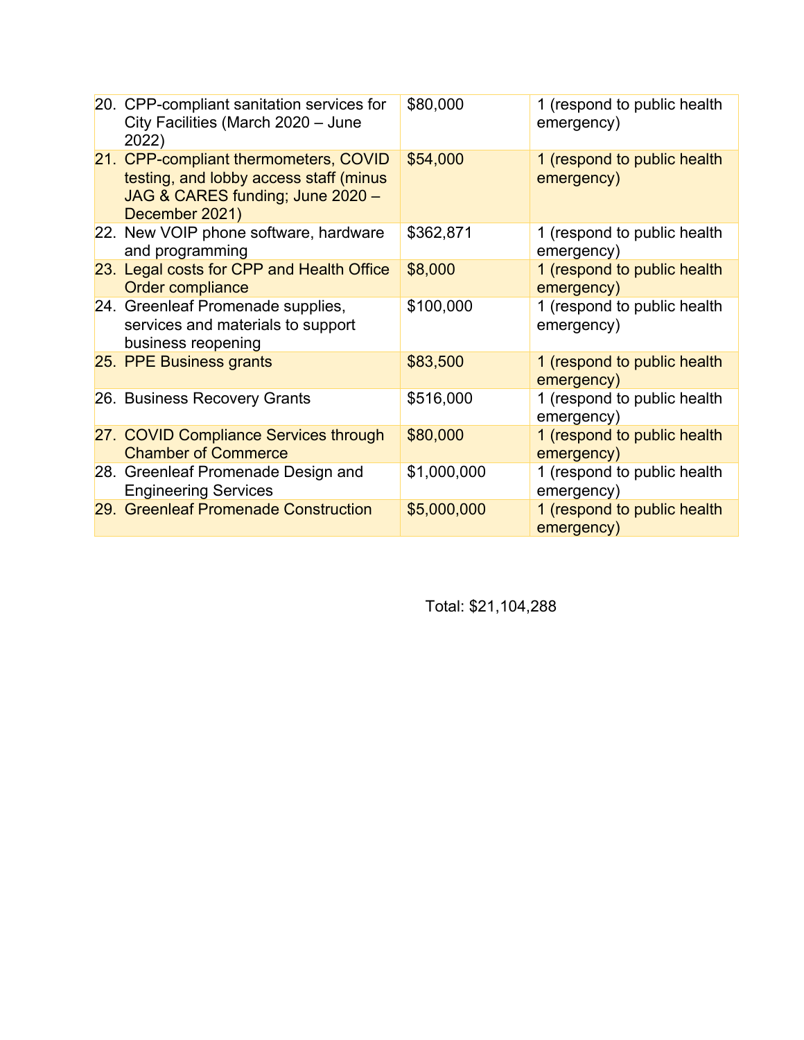| | | |
|---|---|---|
| 20. CPP-compliant sanitation services for City Facilities (March 2020 – June 2022) | $80,000 | 1 (respond to public health emergency) |
| 21. CPP-compliant thermometers, COVID testing, and lobby access staff (minus JAG & CARES funding; June 2020 – December 2021) | $54,000 | 1 (respond to public health emergency) |
| 22. New VOIP phone software, hardware and programming | $362,871 | 1 (respond to public health emergency) |
| 23. Legal costs for CPP and Health Office Order compliance | $8,000 | 1 (respond to public health emergency) |
| 24. Greenleaf Promenade supplies, services and materials to support business reopening | $100,000 | 1 (respond to public health emergency) |
| 25. PPE Business grants | $83,500 | 1 (respond to public health emergency) |
| 26. Business Recovery Grants | $516,000 | 1 (respond to public health emergency) |
| 27. COVID Compliance Services through Chamber of Commerce | $80,000 | 1 (respond to public health emergency) |
| 28. Greenleaf Promenade Design and Engineering Services | $1,000,000 | 1 (respond to public health emergency) |
| 29. Greenleaf Promenade Construction | $5,000,000 | 1 (respond to public health emergency) |

Total: $21,104,288